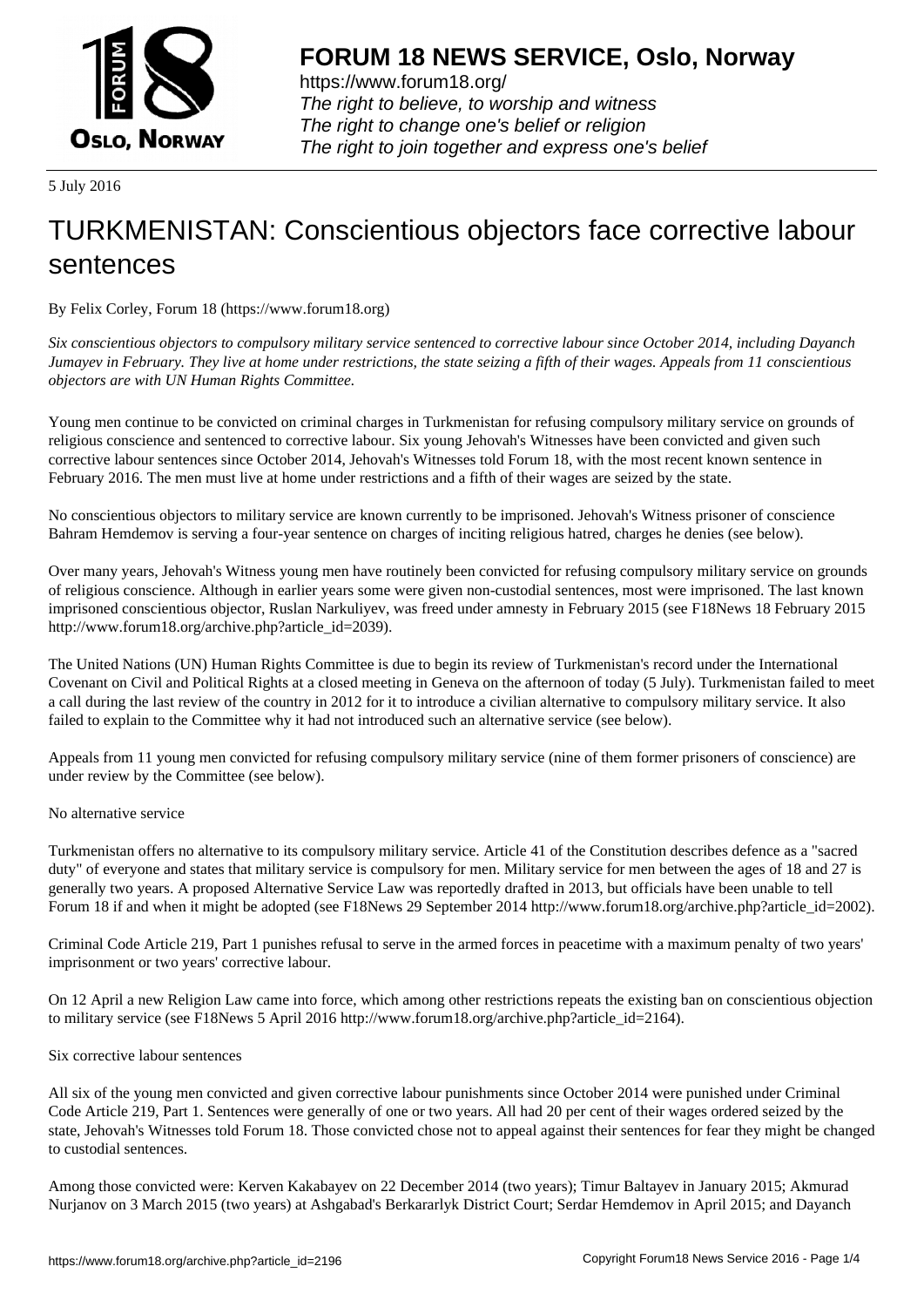# FORUM 18 NEWS SERVICE, Oslo, Norway

https://www.forum18.org/
*The right to believe, to worship and witness*
*The right to change one's belief or religion*
*The right to join together and express one's belief*

5 July 2016

# TURKMENISTAN: Conscientious objectors face corrective labour sentences

By Felix Corley, Forum 18 (https://www.forum18.org)

*Six conscientious objectors to compulsory military service sentenced to corrective labour since October 2014, including Dayanch Jumayev in February. They live at home under restrictions, the state seizing a fifth of their wages. Appeals from 11 conscientious objectors are with UN Human Rights Committee.*

Young men continue to be convicted on criminal charges in Turkmenistan for refusing compulsory military service on grounds of religious conscience and sentenced to corrective labour. Six young Jehovah's Witnesses have been convicted and given such corrective labour sentences since October 2014, Jehovah's Witnesses told Forum 18, with the most recent known sentence in February 2016. The men must live at home under restrictions and a fifth of their wages are seized by the state.

No conscientious objectors to military service are known currently to be imprisoned. Jehovah's Witness prisoner of conscience Bahram Hemdemov is serving a four-year sentence on charges of inciting religious hatred, charges he denies (see below).

Over many years, Jehovah's Witness young men have routinely been convicted for refusing compulsory military service on grounds of religious conscience. Although in earlier years some were given non-custodial sentences, most were imprisoned. The last known imprisoned conscientious objector, Ruslan Narkuliyev, was freed under amnesty in February 2015 (see F18News 18 February 2015 http://www.forum18.org/archive.php?article_id=2039).

The United Nations (UN) Human Rights Committee is due to begin its review of Turkmenistan's record under the International Covenant on Civil and Political Rights at a closed meeting in Geneva on the afternoon of today (5 July). Turkmenistan failed to meet a call during the last review of the country in 2012 for it to introduce a civilian alternative to compulsory military service. It also failed to explain to the Committee why it had not introduced such an alternative service (see below).

Appeals from 11 young men convicted for refusing compulsory military service (nine of them former prisoners of conscience) are under review by the Committee (see below).

No alternative service

Turkmenistan offers no alternative to its compulsory military service. Article 41 of the Constitution describes defence as a "sacred duty" of everyone and states that military service is compulsory for men. Military service for men between the ages of 18 and 27 is generally two years. A proposed Alternative Service Law was reportedly drafted in 2013, but officials have been unable to tell Forum 18 if and when it might be adopted (see F18News 29 September 2014 http://www.forum18.org/archive.php?article_id=2002).

Criminal Code Article 219, Part 1 punishes refusal to serve in the armed forces in peacetime with a maximum penalty of two years' imprisonment or two years' corrective labour.

On 12 April a new Religion Law came into force, which among other restrictions repeats the existing ban on conscientious objection to military service (see F18News 5 April 2016 http://www.forum18.org/archive.php?article_id=2164).

Six corrective labour sentences

All six of the young men convicted and given corrective labour punishments since October 2014 were punished under Criminal Code Article 219, Part 1. Sentences were generally of one or two years. All had 20 per cent of their wages ordered seized by the state, Jehovah's Witnesses told Forum 18. Those convicted chose not to appeal against their sentences for fear they might be changed to custodial sentences.

Among those convicted were: Kerven Kakabayev on 22 December 2014 (two years); Timur Baltayev in January 2015; Akmurad Nurjanov on 3 March 2015 (two years) at Ashgabad's Berkararlyk District Court; Serdar Hemdemov in April 2015; and Dayanch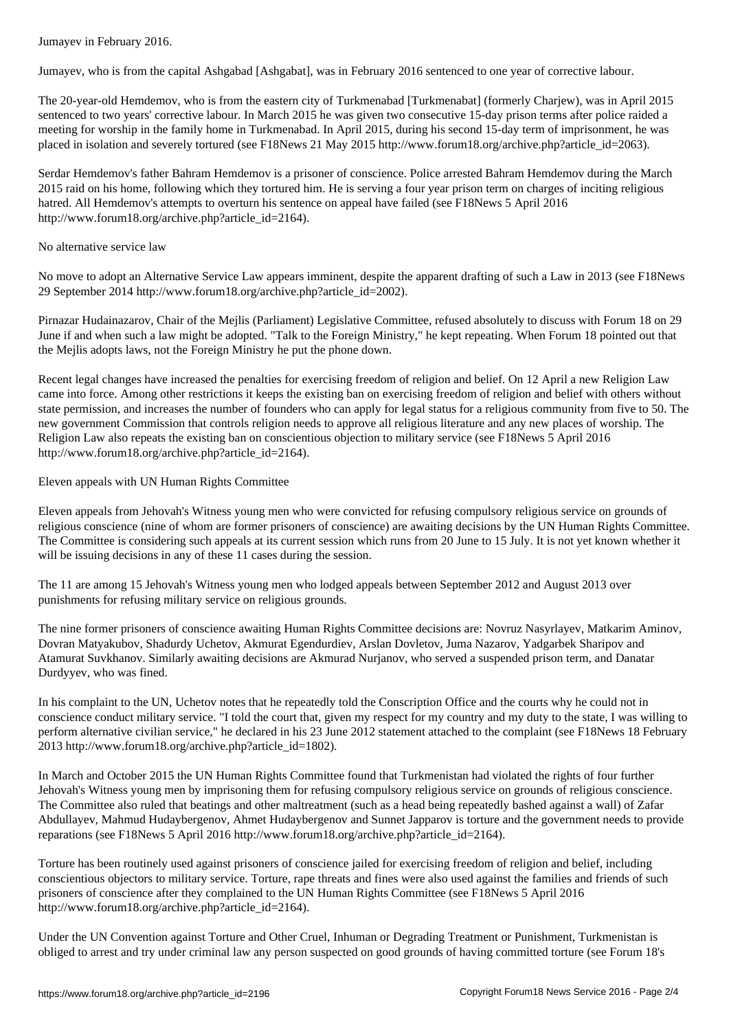Jumayev in February 2016.

Jumayev, who is from the capital Ashgabad [Ashgabat], was in February 2016 sentenced to one year of corrective labour.

The 20-year-old Hemdemov, who is from the eastern city of Turkmenabad [Turkmenabat] (formerly Charjew), was in April 2015 sentenced to two years' corrective labour. In March 2015 he was given two consecutive 15-day prison terms after police raided a meeting for worship in the family home in Turkmenabad. In April 2015, during his second 15-day term of imprisonment, he was placed in isolation and severely tortured (see F18News 21 May 2015 http://www.forum18.org/archive.php?article_id=2063).

Serdar Hemdemov's father Bahram Hemdemov is a prisoner of conscience. Police arrested Bahram Hemdemov during the March 2015 raid on his home, following which they tortured him. He is serving a four year prison term on charges of inciting religious hatred. All Hemdemov's attempts to overturn his sentence on appeal have failed (see F18News 5 April 2016 http://www.forum18.org/archive.php?article_id=2164).

## No alternative service law

No move to adopt an Alternative Service Law appears imminent, despite the apparent drafting of such a Law in 2013 (see F18News 29 September 2014 http://www.forum18.org/archive.php?article_id=2002).

Pirnazar Hudainazarov, Chair of the Mejlis (Parliament) Legislative Committee, refused absolutely to discuss with Forum 18 on 29 June if and when such a law might be adopted. "Talk to the Foreign Ministry," he kept repeating. When Forum 18 pointed out that the Mejlis adopts laws, not the Foreign Ministry he put the phone down.

Recent legal changes have increased the penalties for exercising freedom of religion and belief. On 12 April a new Religion Law came into force. Among other restrictions it keeps the existing ban on exercising freedom of religion and belief with others without state permission, and increases the number of founders who can apply for legal status for a religious community from five to 50. The new government Commission that controls religion needs to approve all religious literature and any new places of worship. The Religion Law also repeats the existing ban on conscientious objection to military service (see F18News 5 April 2016 http://www.forum18.org/archive.php?article_id=2164).

## Eleven appeals with UN Human Rights Committee

Eleven appeals from Jehovah's Witness young men who were convicted for refusing compulsory religious service on grounds of religious conscience (nine of whom are former prisoners of conscience) are awaiting decisions by the UN Human Rights Committee. The Committee is considering such appeals at its current session which runs from 20 June to 15 July. It is not yet known whether it will be issuing decisions in any of these 11 cases during the session.

The 11 are among 15 Jehovah's Witness young men who lodged appeals between September 2012 and August 2013 over punishments for refusing military service on religious grounds.

The nine former prisoners of conscience awaiting Human Rights Committee decisions are: Novruz Nasyrlayev, Matkarim Aminov, Dovran Matyakubov, Shadurdy Uchetov, Akmurat Egendurdiev, Arslan Dovletov, Juma Nazarov, Yadgarbek Sharipov and Atamurat Suvkhanov. Similarly awaiting decisions are Akmurad Nurjanov, who served a suspended prison term, and Danatar Durdyyev, who was fined.

In his complaint to the UN, Uchetov notes that he repeatedly told the Conscription Office and the courts why he could not in conscience conduct military service. "I told the court that, given my respect for my country and my duty to the state, I was willing to perform alternative civilian service," he declared in his 23 June 2012 statement attached to the complaint (see F18News 18 February 2013 http://www.forum18.org/archive.php?article_id=1802).

In March and October 2015 the UN Human Rights Committee found that Turkmenistan had violated the rights of four further Jehovah's Witness young men by imprisoning them for refusing compulsory religious service on grounds of religious conscience. The Committee also ruled that beatings and other maltreatment (such as a head being repeatedly bashed against a wall) of Zafar Abdullayev, Mahmud Hudaybergenov, Ahmet Hudaybergenov and Sunnet Japparov is torture and the government needs to provide reparations (see F18News 5 April 2016 http://www.forum18.org/archive.php?article_id=2164).

Torture has been routinely used against prisoners of conscience jailed for exercising freedom of religion and belief, including conscientious objectors to military service. Torture, rape threats and fines were also used against the families and friends of such prisoners of conscience after they complained to the UN Human Rights Committee (see F18News 5 April 2016 http://www.forum18.org/archive.php?article_id=2164).

Under the UN Convention against Torture and Other Cruel, Inhuman or Degrading Treatment or Punishment, Turkmenistan is obliged to arrest and try under criminal law any person suspected on good grounds of having committed torture (see Forum 18's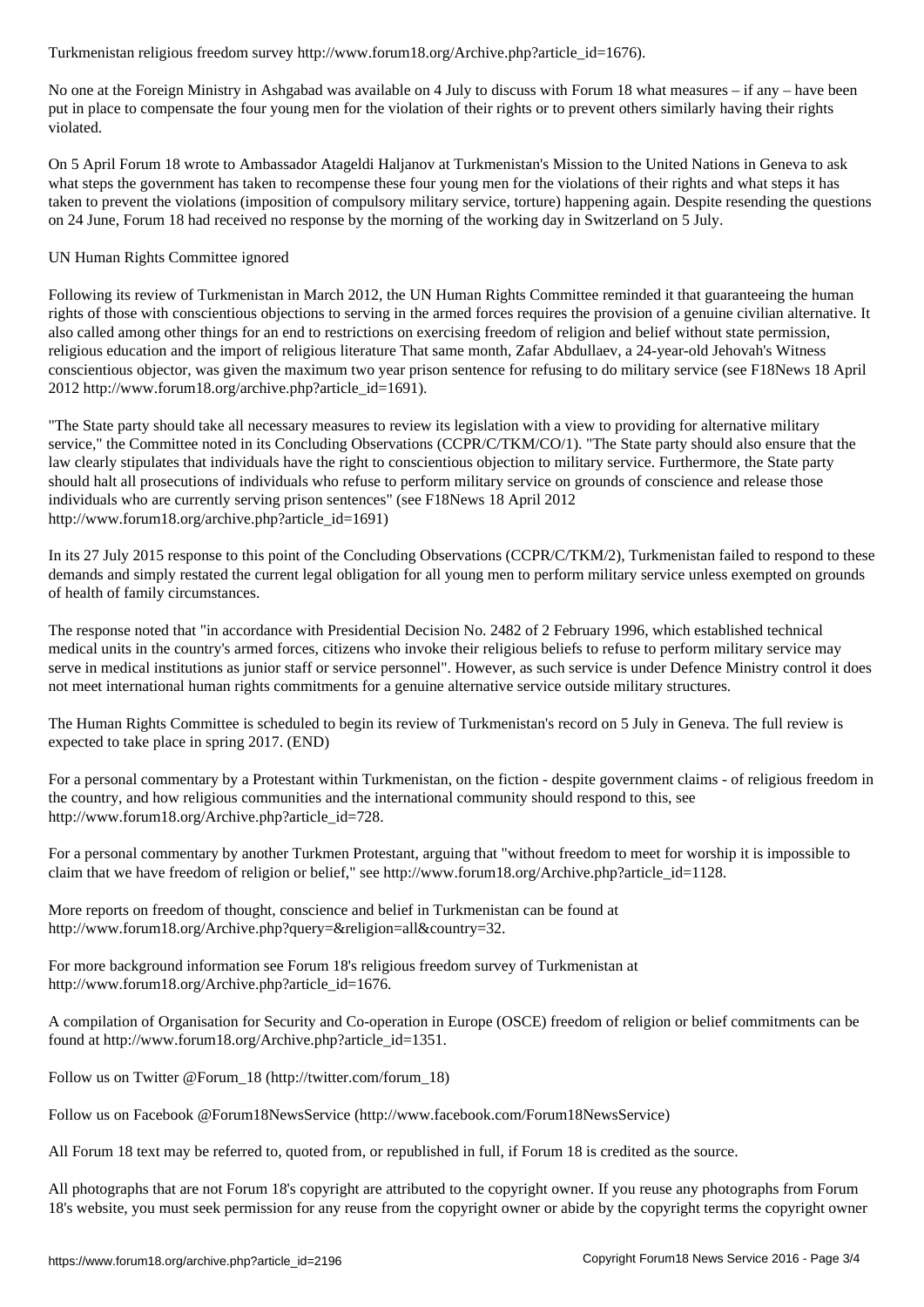Turkmenistan religious freedom survey http://www.forum18.org/Archive.php?article_id=1676).

No one at the Foreign Ministry in Ashgabad was available on 4 July to discuss with Forum 18 what measures – if any – have been put in place to compensate the four young men for the violation of their rights or to prevent others similarly having their rights violated.

On 5 April Forum 18 wrote to Ambassador Atageldi Haljanov at Turkmenistan's Mission to the United Nations in Geneva to ask what steps the government has taken to recompense these four young men for the violations of their rights and what steps it has taken to prevent the violations (imposition of compulsory military service, torture) happening again. Despite resending the questions on 24 June, Forum 18 had received no response by the morning of the working day in Switzerland on 5 July.

UN Human Rights Committee ignored

Following its review of Turkmenistan in March 2012, the UN Human Rights Committee reminded it that guaranteeing the human rights of those with conscientious objections to serving in the armed forces requires the provision of a genuine civilian alternative. It also called among other things for an end to restrictions on exercising freedom of religion and belief without state permission, religious education and the import of religious literature That same month, Zafar Abdullaev, a 24-year-old Jehovah's Witness conscientious objector, was given the maximum two year prison sentence for refusing to do military service (see F18News 18 April 2012 http://www.forum18.org/archive.php?article_id=1691).

"The State party should take all necessary measures to review its legislation with a view to providing for alternative military service," the Committee noted in its Concluding Observations (CCPR/C/TKM/CO/1). "The State party should also ensure that the law clearly stipulates that individuals have the right to conscientious objection to military service. Furthermore, the State party should halt all prosecutions of individuals who refuse to perform military service on grounds of conscience and release those individuals who are currently serving prison sentences" (see F18News 18 April 2012 http://www.forum18.org/archive.php?article_id=1691)

In its 27 July 2015 response to this point of the Concluding Observations (CCPR/C/TKM/2), Turkmenistan failed to respond to these demands and simply restated the current legal obligation for all young men to perform military service unless exempted on grounds of health of family circumstances.

The response noted that "in accordance with Presidential Decision No. 2482 of 2 February 1996, which established technical medical units in the country's armed forces, citizens who invoke their religious beliefs to refuse to perform military service may serve in medical institutions as junior staff or service personnel". However, as such service is under Defence Ministry control it does not meet international human rights commitments for a genuine alternative service outside military structures.

The Human Rights Committee is scheduled to begin its review of Turkmenistan's record on 5 July in Geneva. The full review is expected to take place in spring 2017. (END)

For a personal commentary by a Protestant within Turkmenistan, on the fiction - despite government claims - of religious freedom in the country, and how religious communities and the international community should respond to this, see http://www.forum18.org/Archive.php?article_id=728.

For a personal commentary by another Turkmen Protestant, arguing that "without freedom to meet for worship it is impossible to claim that we have freedom of religion or belief," see http://www.forum18.org/Archive.php?article_id=1128.

More reports on freedom of thought, conscience and belief in Turkmenistan can be found at http://www.forum18.org/Archive.php?query=&religion=all&country=32.

For more background information see Forum 18's religious freedom survey of Turkmenistan at http://www.forum18.org/Archive.php?article_id=1676.

A compilation of Organisation for Security and Co-operation in Europe (OSCE) freedom of religion or belief commitments can be found at http://www.forum18.org/Archive.php?article_id=1351.

Follow us on Twitter @Forum_18 (http://twitter.com/forum_18)

Follow us on Facebook @Forum18NewsService (http://www.facebook.com/Forum18NewsService)

All Forum 18 text may be referred to, quoted from, or republished in full, if Forum 18 is credited as the source.

All photographs that are not Forum 18's copyright are attributed to the copyright owner. If you reuse any photographs from Forum 18's website, you must seek permission for any reuse from the copyright owner or abide by the copyright terms the copyright owner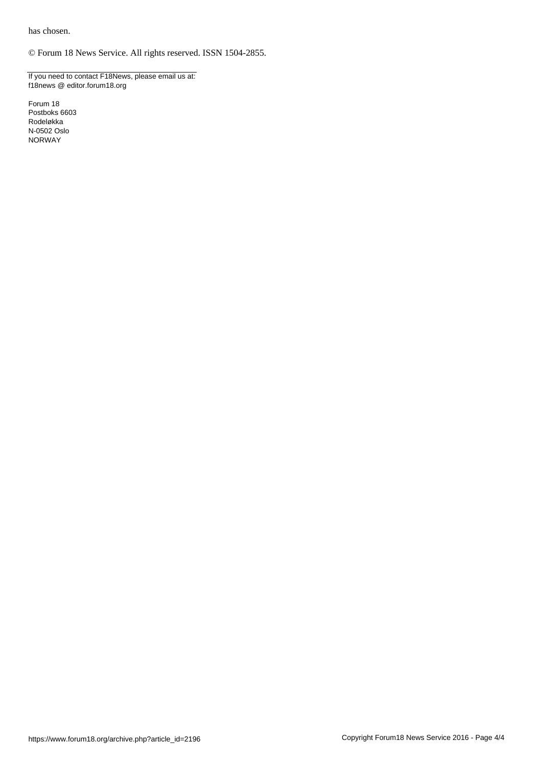has chosen.

© Forum 18 News Service. All rights reserved. ISSN 1504-2855.

If you need to contact F18News, please email us at:
f18news @ editor.forum18.org

Forum 18
Postboks 6603
Rodeløkka
N-0502 Oslo
NORWAY